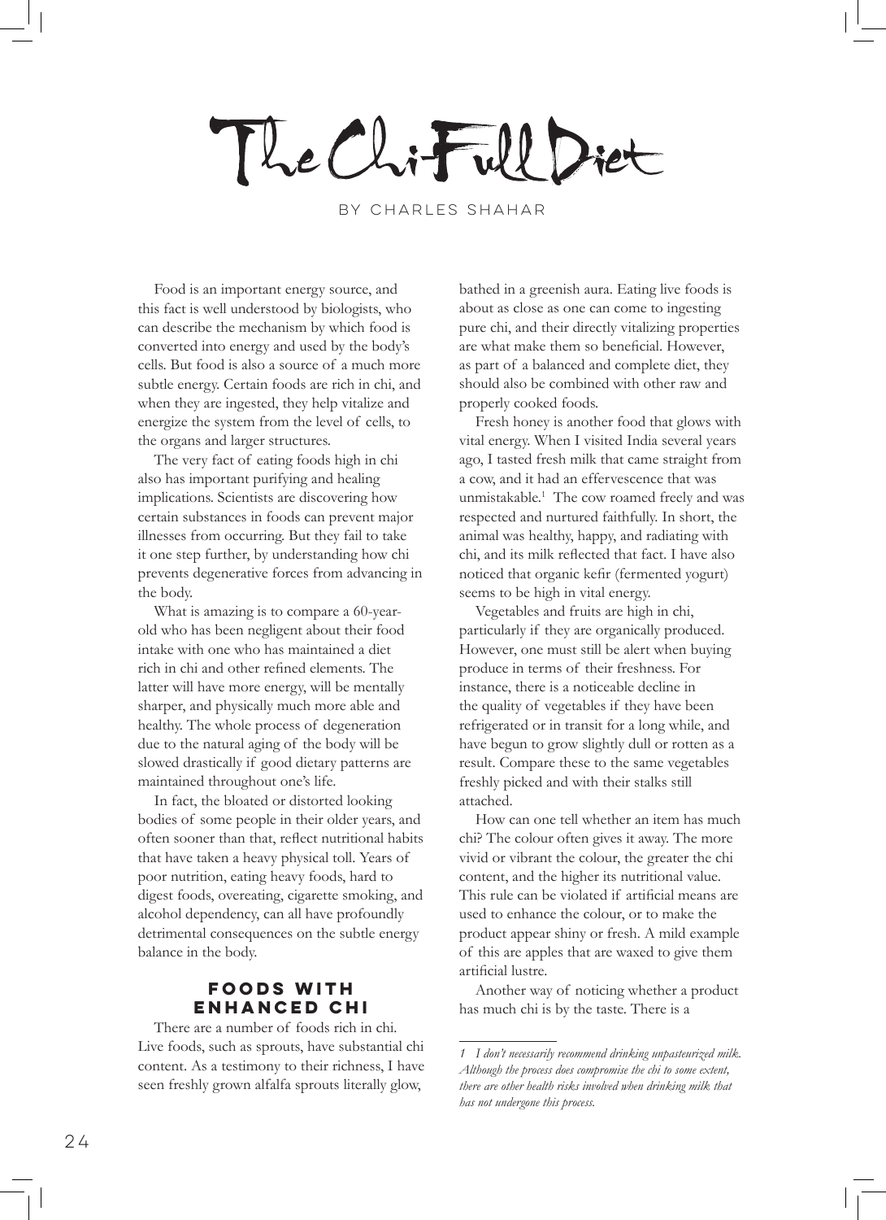# The Chi-Full Diet

BY CHARLES SHAHAR

Food is an important energy source, and this fact is well understood by biologists, who can describe the mechanism by which food is converted into energy and used by the body's cells. But food is also a source of a much more subtle energy. Certain foods are rich in chi, and when they are ingested, they help vitalize and energize the system from the level of cells, to the organs and larger structures.

The very fact of eating foods high in chi also has important purifying and healing implications. Scientists are discovering how certain substances in foods can prevent major illnesses from occurring. But they fail to take it one step further, by understanding how chi prevents degenerative forces from advancing in the body.

What is amazing is to compare a 60-year-old who has been negligent about their food intake with one who has maintained a diet rich in chi and other refined elements. The latter will have more energy, will be mentally sharper, and physically much more able and healthy. The whole process of degeneration due to the natural aging of the body will be slowed drastically if good dietary patterns are maintained throughout one's life.

In fact, the bloated or distorted looking bodies of some people in their older years, and often sooner than that, reflect nutritional habits that have taken a heavy physical toll. Years of poor nutrition, eating heavy foods, hard to digest foods, overeating, cigarette smoking, and alcohol dependency, can all have profoundly detrimental consequences on the subtle energy balance in the body.

## FOODS WITH ENHANCED CHI

There are a number of foods rich in chi. Live foods, such as sprouts, have substantial chi content. As a testimony to their richness, I have seen freshly grown alfalfa sprouts literally glow, bathed in a greenish aura. Eating live foods is about as close as one can come to ingesting pure chi, and their directly vitalizing properties are what make them so beneficial. However, as part of a balanced and complete diet, they should also be combined with other raw and properly cooked foods.

Fresh honey is another food that glows with vital energy. When I visited India several years ago, I tasted fresh milk that came straight from a cow, and it had an effervescence that was unmistakable.[1] The cow roamed freely and was respected and nurtured faithfully. In short, the animal was healthy, happy, and radiating with chi, and its milk reflected that fact. I have also noticed that organic kefir (fermented yogurt) seems to be high in vital energy.

Vegetables and fruits are high in chi, particularly if they are organically produced. However, one must still be alert when buying produce in terms of their freshness. For instance, there is a noticeable decline in the quality of vegetables if they have been refrigerated or in transit for a long while, and have begun to grow slightly dull or rotten as a result. Compare these to the same vegetables freshly picked and with their stalks still attached.

How can one tell whether an item has much chi? The colour often gives it away. The more vivid or vibrant the colour, the greater the chi content, and the higher its nutritional value. This rule can be violated if artificial means are used to enhance the colour, or to make the product appear shiny or fresh. A mild example of this are apples that are waxed to give them artificial lustre.

Another way of noticing whether a product has much chi is by the taste. There is a

---

*1 I don't necessarily recommend drinking unpasteurized milk. Although the process does compromise the chi to some extent, there are other health risks involved when drinking milk that has not undergone this process.*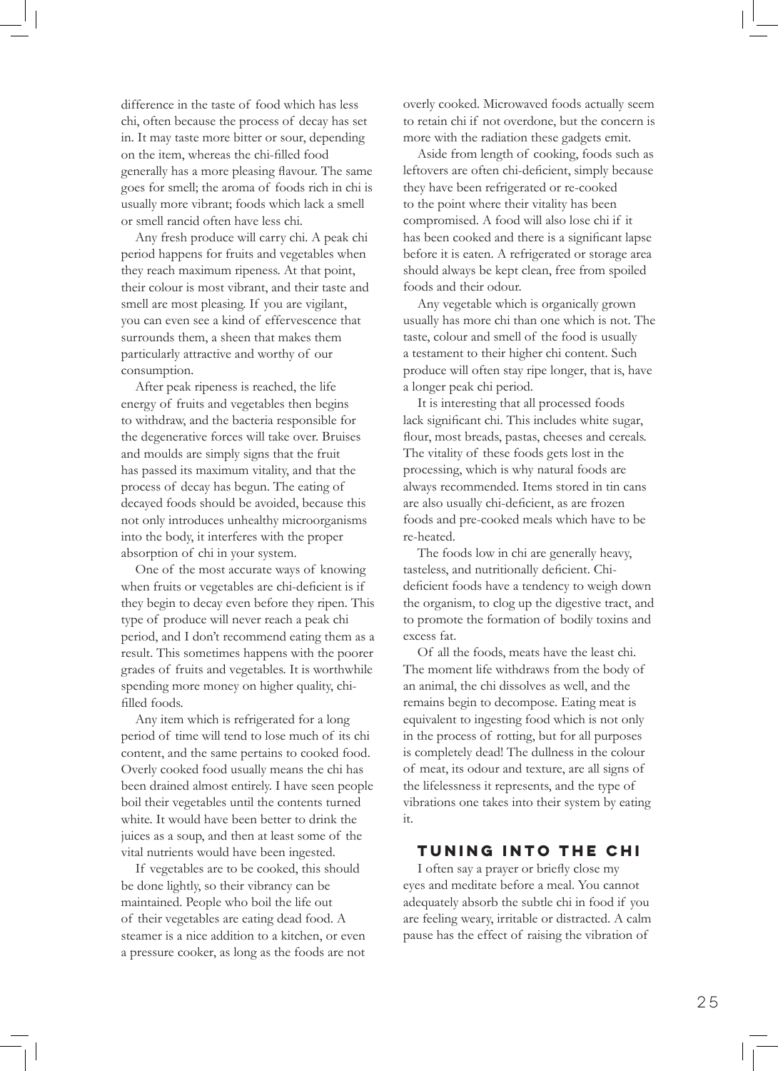difference in the taste of food which has less chi, often because the process of decay has set in. It may taste more bitter or sour, depending on the item, whereas the chi-filled food generally has a more pleasing flavour. The same goes for smell; the aroma of foods rich in chi is usually more vibrant; foods which lack a smell or smell rancid often have less chi.

Any fresh produce will carry chi. A peak chi period happens for fruits and vegetables when they reach maximum ripeness. At that point, their colour is most vibrant, and their taste and smell are most pleasing. If you are vigilant, you can even see a kind of effervescence that surrounds them, a sheen that makes them particularly attractive and worthy of our consumption.

After peak ripeness is reached, the life energy of fruits and vegetables then begins to withdraw, and the bacteria responsible for the degenerative forces will take over. Bruises and moulds are simply signs that the fruit has passed its maximum vitality, and that the process of decay has begun. The eating of decayed foods should be avoided, because this not only introduces unhealthy microorganisms into the body, it interferes with the proper absorption of chi in your system.

One of the most accurate ways of knowing when fruits or vegetables are chi-deficient is if they begin to decay even before they ripen. This type of produce will never reach a peak chi period, and I don't recommend eating them as a result. This sometimes happens with the poorer grades of fruits and vegetables. It is worthwhile spending more money on higher quality, chi-filled foods.

Any item which is refrigerated for a long period of time will tend to lose much of its chi content, and the same pertains to cooked food. Overly cooked food usually means the chi has been drained almost entirely. I have seen people boil their vegetables until the contents turned white. It would have been better to drink the juices as a soup, and then at least some of the vital nutrients would have been ingested.

If vegetables are to be cooked, this should be done lightly, so their vibrancy can be maintained. People who boil the life out of their vegetables are eating dead food. A steamer is a nice addition to a kitchen, or even a pressure cooker, as long as the foods are not overly cooked. Microwaved foods actually seem to retain chi if not overdone, but the concern is more with the radiation these gadgets emit.

Aside from length of cooking, foods such as leftovers are often chi-deficient, simply because they have been refrigerated or re-cooked to the point where their vitality has been compromised. A food will also lose chi if it has been cooked and there is a significant lapse before it is eaten. A refrigerated or storage area should always be kept clean, free from spoiled foods and their odour.

Any vegetable which is organically grown usually has more chi than one which is not. The taste, colour and smell of the food is usually a testament to their higher chi content. Such produce will often stay ripe longer, that is, have a longer peak chi period.

It is interesting that all processed foods lack significant chi. This includes white sugar, flour, most breads, pastas, cheeses and cereals. The vitality of these foods gets lost in the processing, which is why natural foods are always recommended. Items stored in tin cans are also usually chi-deficient, as are frozen foods and pre-cooked meals which have to be re-heated.

The foods low in chi are generally heavy, tasteless, and nutritionally deficient. Chi-deficient foods have a tendency to weigh down the organism, to clog up the digestive tract, and to promote the formation of bodily toxins and excess fat.

Of all the foods, meats have the least chi. The moment life withdraws from the body of an animal, the chi dissolves as well, and the remains begin to decompose. Eating meat is equivalent to ingesting food which is not only in the process of rotting, but for all purposes is completely dead! The dullness in the colour of meat, its odour and texture, are all signs of the lifelessness it represents, and the type of vibrations one takes into their system by eating it.

## TUNING INTO THE CHI

I often say a prayer or briefly close my eyes and meditate before a meal. You cannot adequately absorb the subtle chi in food if you are feeling weary, irritable or distracted. A calm pause has the effect of raising the vibration of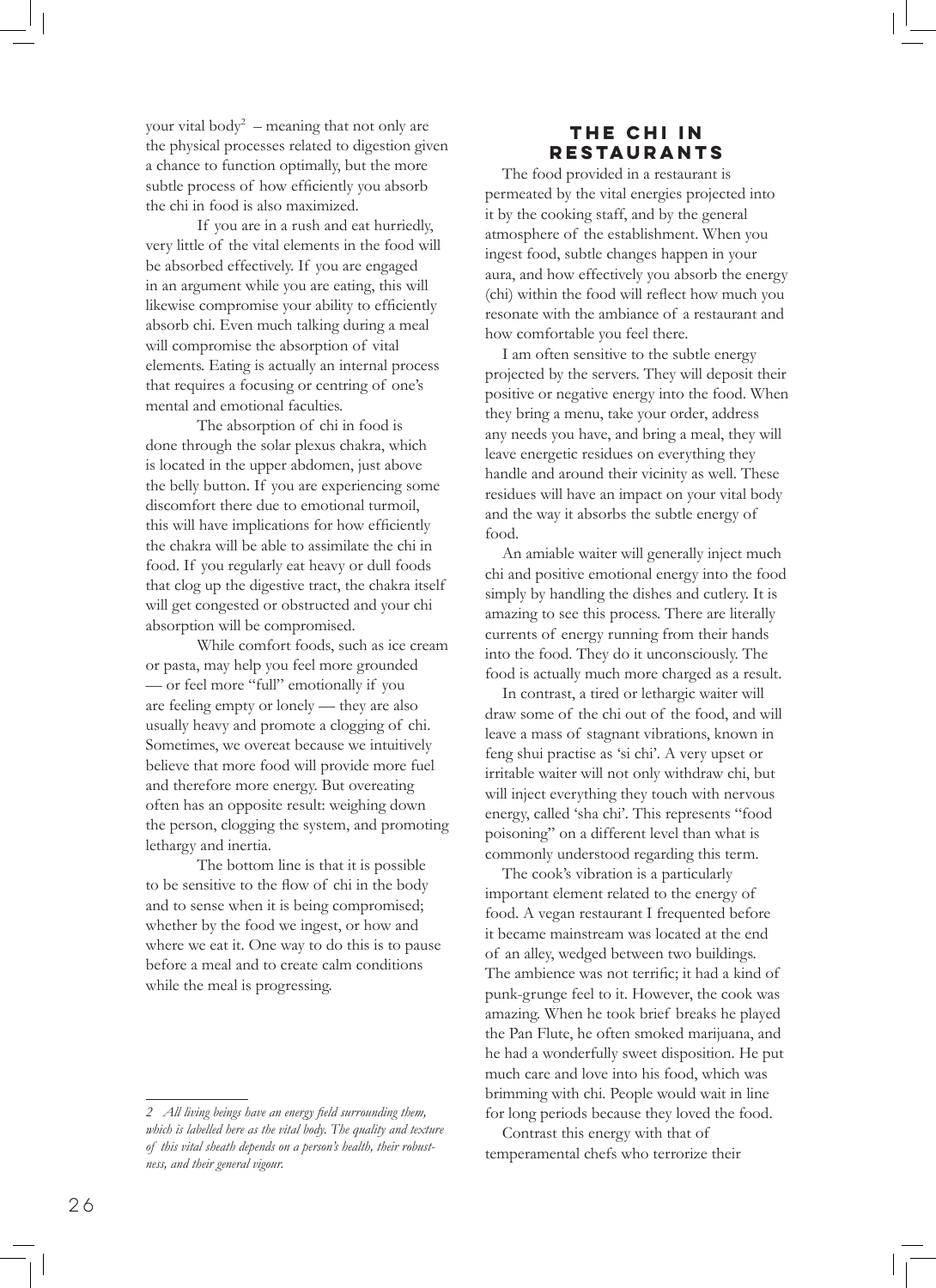your vital body[2] – meaning that not only are the physical processes related to digestion given a chance to function optimally, but the more subtle process of how efficiently you absorb the chi in food is also maximized.

If you are in a rush and eat hurriedly, very little of the vital elements in the food will be absorbed effectively. If you are engaged in an argument while you are eating, this will likewise compromise your ability to efficiently absorb chi. Even much talking during a meal will compromise the absorption of vital elements. Eating is actually an internal process that requires a focusing or centring of one's mental and emotional faculties.

The absorption of chi in food is done through the solar plexus chakra, which is located in the upper abdomen, just above the belly button. If you are experiencing some discomfort there due to emotional turmoil, this will have implications for how efficiently the chakra will be able to assimilate the chi in food. If you regularly eat heavy or dull foods that clog up the digestive tract, the chakra itself will get congested or obstructed and your chi absorption will be compromised.

While comfort foods, such as ice cream or pasta, may help you feel more grounded — or feel more "full" emotionally if you are feeling empty or lonely — they are also usually heavy and promote a clogging of chi. Sometimes, we overeat because we intuitively believe that more food will provide more fuel and therefore more energy. But overeating often has an opposite result: weighing down the person, clogging the system, and promoting lethargy and inertia.

The bottom line is that it is possible to be sensitive to the flow of chi in the body and to sense when it is being compromised; whether by the food we ingest, or how and where we eat it. One way to do this is to pause before a meal and to create calm conditions while the meal is progressing.

## The Chi in Restaurants

The food provided in a restaurant is permeated by the vital energies projected into it by the cooking staff, and by the general atmosphere of the establishment. When you ingest food, subtle changes happen in your aura, and how effectively you absorb the energy (chi) within the food will reflect how much you resonate with the ambiance of a restaurant and how comfortable you feel there.

I am often sensitive to the subtle energy projected by the servers. They will deposit their positive or negative energy into the food. When they bring a menu, take your order, address any needs you have, and bring a meal, they will leave energetic residues on everything they handle and around their vicinity as well. These residues will have an impact on your vital body and the way it absorbs the subtle energy of food.

An amiable waiter will generally inject much chi and positive emotional energy into the food simply by handling the dishes and cutlery. It is amazing to see this process. There are literally currents of energy running from their hands into the food. They do it unconsciously. The food is actually much more charged as a result.

In contrast, a tired or lethargic waiter will draw some of the chi out of the food, and will leave a mass of stagnant vibrations, known in feng shui practise as 'si chi'. A very upset or irritable waiter will not only withdraw chi, but will inject everything they touch with nervous energy, called 'sha chi'. This represents "food poisoning" on a different level than what is commonly understood regarding this term.

The cook's vibration is a particularly important element related to the energy of food. A vegan restaurant I frequented before it became mainstream was located at the end of an alley, wedged between two buildings. The ambience was not terrific; it had a kind of punk-grunge feel to it. However, the cook was amazing. When he took brief breaks he played the Pan Flute, he often smoked marijuana, and he had a wonderfully sweet disposition. He put much care and love into his food, which was brimming with chi. People would wait in line for long periods because they loved the food.

Contrast this energy with that of temperamental chefs who terrorize their

---

*2 All living beings have an energy field surrounding them, which is labelled here as the vital body. The quality and texture of this vital sheath depends on a person's health, their robustness, and their general vigour.*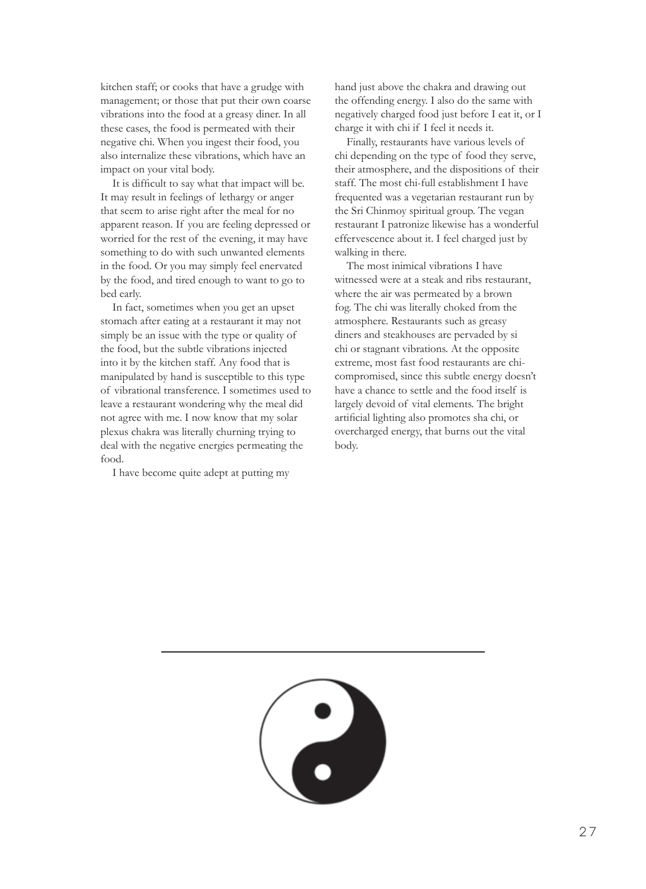kitchen staff; or cooks that have a grudge with management; or those that put their own coarse vibrations into the food at a greasy diner. In all these cases, the food is permeated with their negative chi. When you ingest their food, you also internalize these vibrations, which have an impact on your vital body.

It is difficult to say what that impact will be. It may result in feelings of lethargy or anger that seem to arise right after the meal for no apparent reason. If you are feeling depressed or worried for the rest of the evening, it may have something to do with such unwanted elements in the food. Or you may simply feel enervated by the food, and tired enough to want to go to bed early.

In fact, sometimes when you get an upset stomach after eating at a restaurant it may not simply be an issue with the type or quality of the food, but the subtle vibrations injected into it by the kitchen staff. Any food that is manipulated by hand is susceptible to this type of vibrational transference. I sometimes used to leave a restaurant wondering why the meal did not agree with me. I now know that my solar plexus chakra was literally churning trying to deal with the negative energies permeating the food.

I have become quite adept at putting my hand just above the chakra and drawing out the offending energy. I also do the same with negatively charged food just before I eat it, or I charge it with chi if I feel it needs it.

Finally, restaurants have various levels of chi depending on the type of food they serve, their atmosphere, and the dispositions of their staff. The most chi-full establishment I have frequented was a vegetarian restaurant run by the Sri Chinmoy spiritual group. The vegan restaurant I patronize likewise has a wonderful effervescence about it. I feel charged just by walking in there.

The most inimical vibrations I have witnessed were at a steak and ribs restaurant, where the air was permeated by a brown fog. The chi was literally choked from the atmosphere. Restaurants such as greasy diners and steakhouses are pervaded by si chi or stagnant vibrations. At the opposite extreme, most fast food restaurants are chi-compromised, since this subtle energy doesn't have a chance to settle and the food itself is largely devoid of vital elements. The bright artificial lighting also promotes sha chi, or overcharged energy, that burns out the vital body.